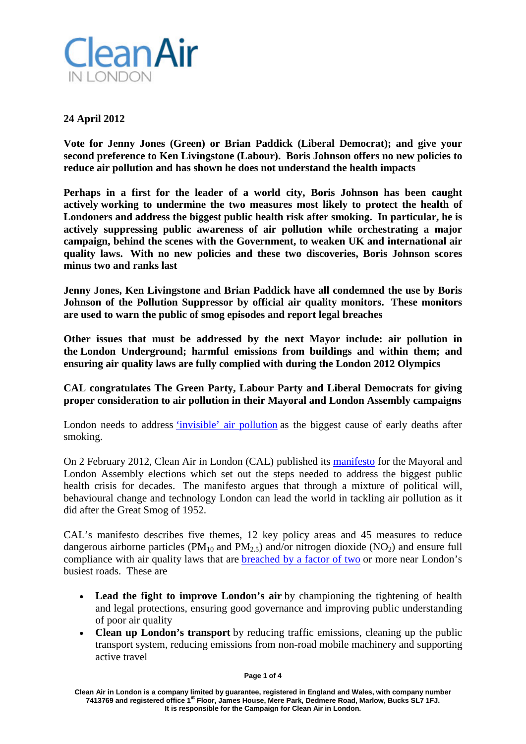**Clean Air IN LONDON**

**24 April 2012**

**Vote for Jenny Jones (Green) or Brian Paddick (Liberal Democrat); and give your second preference to Ken Livingstone (Labour). Boris Johnson offers no new policies to reduce air pollution and has shown he does not understand the health impacts**

**Perhaps in a first for the leader of a world city, Boris Johnson has been caught actively working to undermine the two measures most likely to protect the health of Londoners and address the biggest public health risk after smoking. In particular, he is actively suppressing public awareness of air pollution while orchestrating a major campaign, behind the scenes with the Government, to weaken UK and international air quality laws. With no new policies and these two discoveries, Boris Johnson scores minus two and ranks last**

**Jenny Jones, Ken Livingstone and Brian Paddick have all condemned the use by Boris Johnson of the Pollution Suppressor by official air quality monitors. These monitors are used to warn the public of smog episodes and report legal breaches**

**Other issues that must be addressed by the next Mayor include: air pollution in the London Underground; harmful emissions from buildings and within them; and ensuring air quality laws are fully complied with during the London 2012 Olympics**

**CAL congratulates The Green Party, Labour Party and Liberal Democrats for giving proper consideration to air pollution in their Mayoral and London Assembly campaigns**

London needs to address 'invisible' air pollution as the biggest cause of early deaths after smoking.

On 2 February 2012, Clean Air in London (CAL) published its manifesto for the Mayoral and London Assembly elections which set out the steps needed to address the biggest public health crisis for decades. The manifesto argues that through a mixture of political will, behavioural change and technology London can lead the world in tackling air pollution as it did after the Great Smog of 1952.

CAL's manifesto describes five themes, 12 key policy areas and 45 measures to reduce dangerous airborne particles ($PM_{10}$ and $PM_{2.5}$) and/or nitrogen dioxide ($NO_2$) and ensure full compliance with air quality laws that are breached by a factor of two or more near London's busiest roads. These are

- **Lead the fight to improve London's air** by championing the tightening of health and legal protections, ensuring good governance and improving public understanding of poor air quality
- **Clean up London's transport** by reducing traffic emissions, cleaning up the public transport system, reducing emissions from non-road mobile machinery and supporting active travel

Clean Air in London is a company limited by guarantee, registered in England and Wales, with company number 7413769 and registered office 1st Floor, James House, Mere Park, Dedmere Road, Marlow, Bucks SL7 1FJ. It is responsible for the Campaign for Clean Air in London.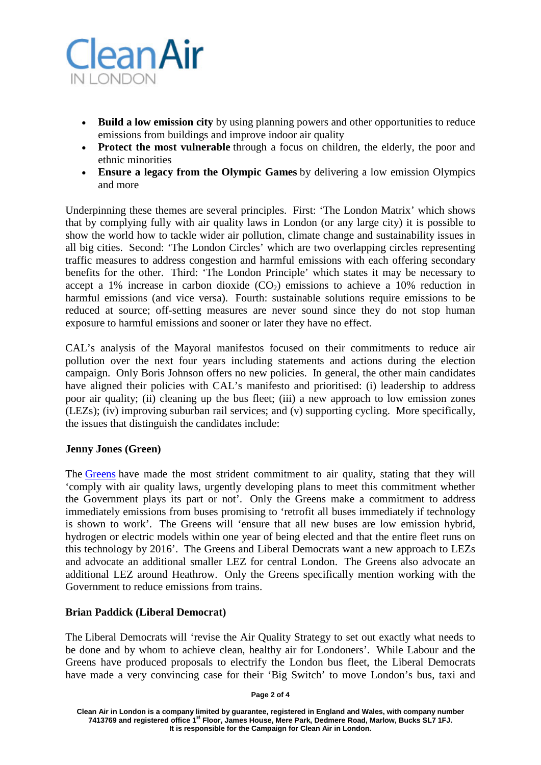- **Build a low emission city** by using planning powers and other opportunities to reduce emissions from buildings and improve indoor air quality
- **Protect the most vulnerable** through a focus on children, the elderly, the poor and ethnic minorities
- **Ensure a legacy from the Olympic Games** by delivering a low emission Olympics and more

Underpinning these themes are several principles. First: 'The London Matrix' which shows that by complying fully with air quality laws in London (or any large city) it is possible to show the world how to tackle wider air pollution, climate change and sustainability issues in all big cities. Second: 'The London Circles' which are two overlapping circles representing traffic measures to address congestion and harmful emissions with each offering secondary benefits for the other. Third: 'The London Principle' which states it may be necessary to accept a 1% increase in carbon dioxide ($CO_2$) emissions to achieve a 10% reduction in harmful emissions (and vice versa). Fourth: sustainable solutions require emissions to be reduced at source; off-setting measures are never sound since they do not stop human exposure to harmful emissions and sooner or later they have no effect.

CAL's analysis of the Mayoral manifestos focused on their commitments to reduce air pollution over the next four years including statements and actions during the election campaign. Only Boris Johnson offers no new policies. In general, the other main candidates have aligned their policies with CAL's manifesto and prioritised: (i) leadership to address poor air quality; (ii) cleaning up the bus fleet; (iii) a new approach to low emission zones (LEZs); (iv) improving suburban rail services; and (v) supporting cycling. More specifically, the issues that distinguish the candidates include:

**Jenny Jones (Green)**

The Greens have made the most strident commitment to air quality, stating that they will 'comply with air quality laws, urgently developing plans to meet this commitment whether the Government plays its part or not'. Only the Greens make a commitment to address immediately emissions from buses promising to 'retrofit all buses immediately if technology is shown to work'. The Greens will 'ensure that all new buses are low emission hybrid, hydrogen or electric models within one year of being elected and that the entire fleet runs on this technology by 2016'. The Greens and Liberal Democrats want a new approach to LEZs and advocate an additional smaller LEZ for central London. The Greens also advocate an additional LEZ around Heathrow. Only the Greens specifically mention working with the Government to reduce emissions from trains.

**Brian Paddick (Liberal Democrat)**

The Liberal Democrats will 'revise the Air Quality Strategy to set out exactly what needs to be done and by whom to achieve clean, healthy air for Londoners'. While Labour and the Greens have produced proposals to electrify the London bus fleet, the Liberal Democrats have made a very convincing case for their 'Big Switch' to move London's bus, taxi and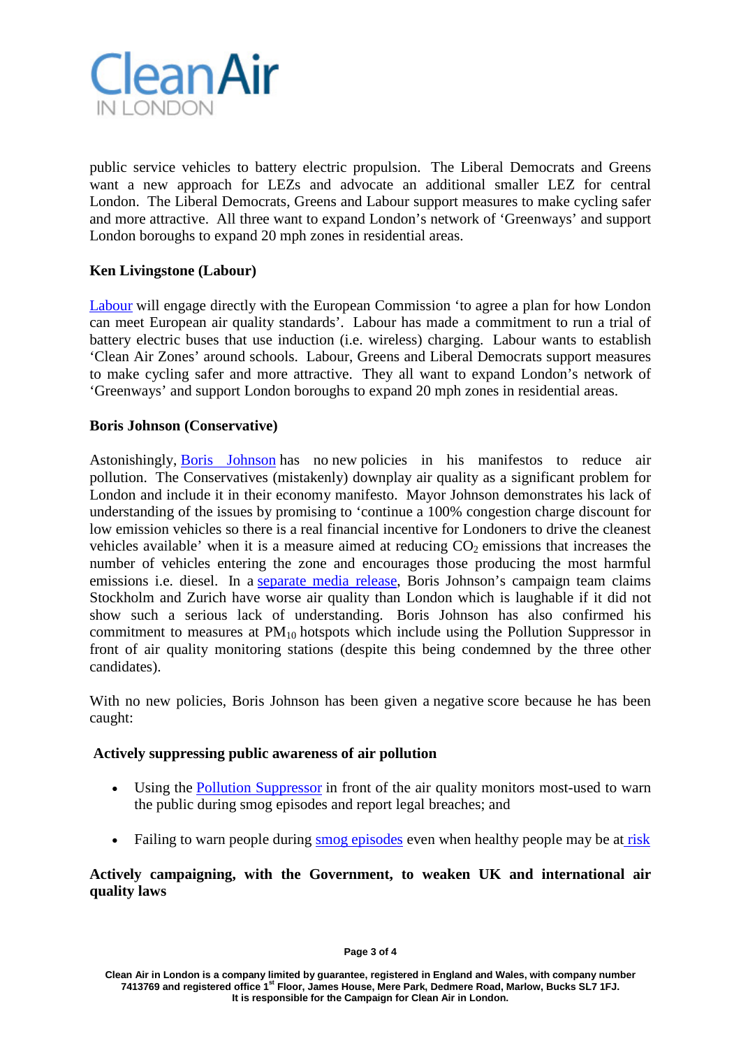public service vehicles to battery electric propulsion. The Liberal Democrats and Greens want a new approach for LEZs and advocate an additional smaller LEZ for central London. The Liberal Democrats, Greens and Labour support measures to make cycling safer and more attractive. All three want to expand London's network of 'Greenways' and support London boroughs to expand 20 mph zones in residential areas.

**Ken Livingstone (Labour)**

Labour will engage directly with the European Commission 'to agree a plan for how London can meet European air quality standards'. Labour has made a commitment to run a trial of battery electric buses that use induction (i.e. wireless) charging. Labour wants to establish 'Clean Air Zones' around schools. Labour, Greens and Liberal Democrats support measures to make cycling safer and more attractive. They all want to expand London's network of 'Greenways' and support London boroughs to expand 20 mph zones in residential areas.

**Boris Johnson (Conservative)**

Astonishingly, Boris Johnson has no new policies in his manifestos to reduce air pollution. The Conservatives (mistakenly) downplay air quality as a significant problem for London and include it in their economy manifesto. Mayor Johnson demonstrates his lack of understanding of the issues by promising to 'continue a 100% congestion charge discount for low emission vehicles so there is a real financial incentive for Londoners to drive the cleanest vehicles available' when it is a measure aimed at reducing $CO_2$ emissions that increases the number of vehicles entering the zone and encourages those producing the most harmful emissions i.e. diesel. In a separate media release, Boris Johnson's campaign team claims Stockholm and Zurich have worse air quality than London which is laughable if it did not show such a serious lack of understanding. Boris Johnson has also confirmed his commitment to measures at $PM_{10}$ hotspots which include using the Pollution Suppressor in front of air quality monitoring stations (despite this being condemned by the three other candidates).

With no new policies, Boris Johnson has been given a negative score because he has been caught:

**Actively suppressing public awareness of air pollution**

- Using the Pollution Suppressor in front of the air quality monitors most-used to warn the public during smog episodes and report legal breaches; and
- Failing to warn people during smog episodes even when healthy people may be at risk

**Actively campaigning, with the Government, to weaken UK and international air quality laws**

Clean Air in London is a company limited by guarantee, registered in England and Wales, with company number 7413769 and registered office 1st Floor, James House, Mere Park, Dedmere Road, Marlow, Bucks SL7 1FJ. It is responsible for the Campaign for Clean Air in London.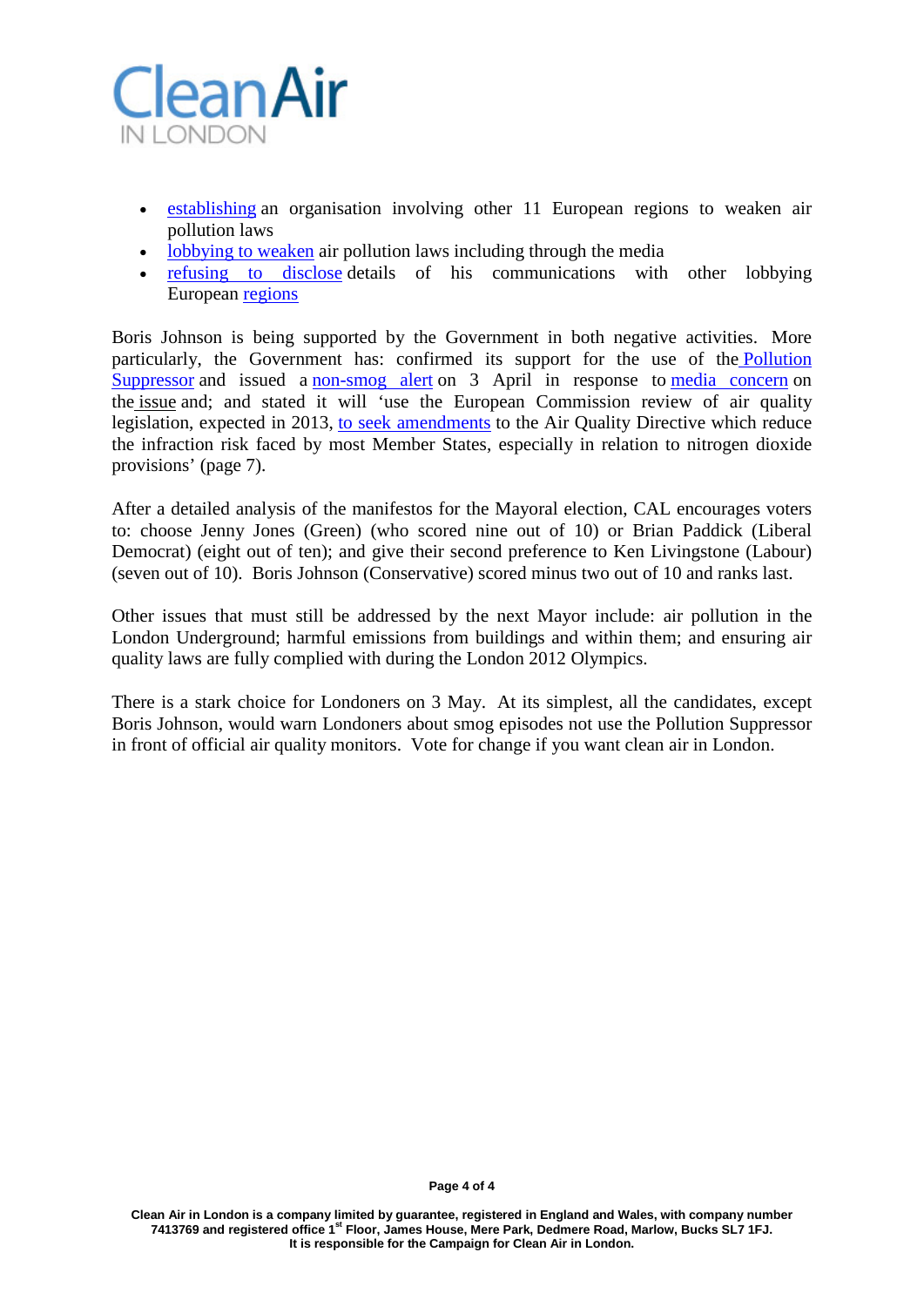- establishing an organisation involving other 11 European regions to weaken air pollution laws
- lobbying to weaken air pollution laws including through the media
- refusing to disclose details of his communications with other lobbying European regions

Boris Johnson is being supported by the Government in both negative activities. More particularly, the Government has: confirmed its support for the use of the Pollution Suppressor and issued a non-smog alert on 3 April in response to media concern on the issue and; and stated it will 'use the European Commission review of air quality legislation, expected in 2013, to seek amendments to the Air Quality Directive which reduce the infraction risk faced by most Member States, especially in relation to nitrogen dioxide provisions' (page 7).

After a detailed analysis of the manifestos for the Mayoral election, CAL encourages voters to: choose Jenny Jones (Green) (who scored nine out of 10) or Brian Paddick (Liberal Democrat) (eight out of ten); and give their second preference to Ken Livingstone (Labour) (seven out of 10). Boris Johnson (Conservative) scored minus two out of 10 and ranks last.

Other issues that must still be addressed by the next Mayor include: air pollution in the London Underground; harmful emissions from buildings and within them; and ensuring air quality laws are fully complied with during the London 2012 Olympics.

There is a stark choice for Londoners on 3 May. At its simplest, all the candidates, except Boris Johnson, would warn Londoners about smog episodes not use the Pollution Suppressor in front of official air quality monitors. Vote for change if you want clean air in London.